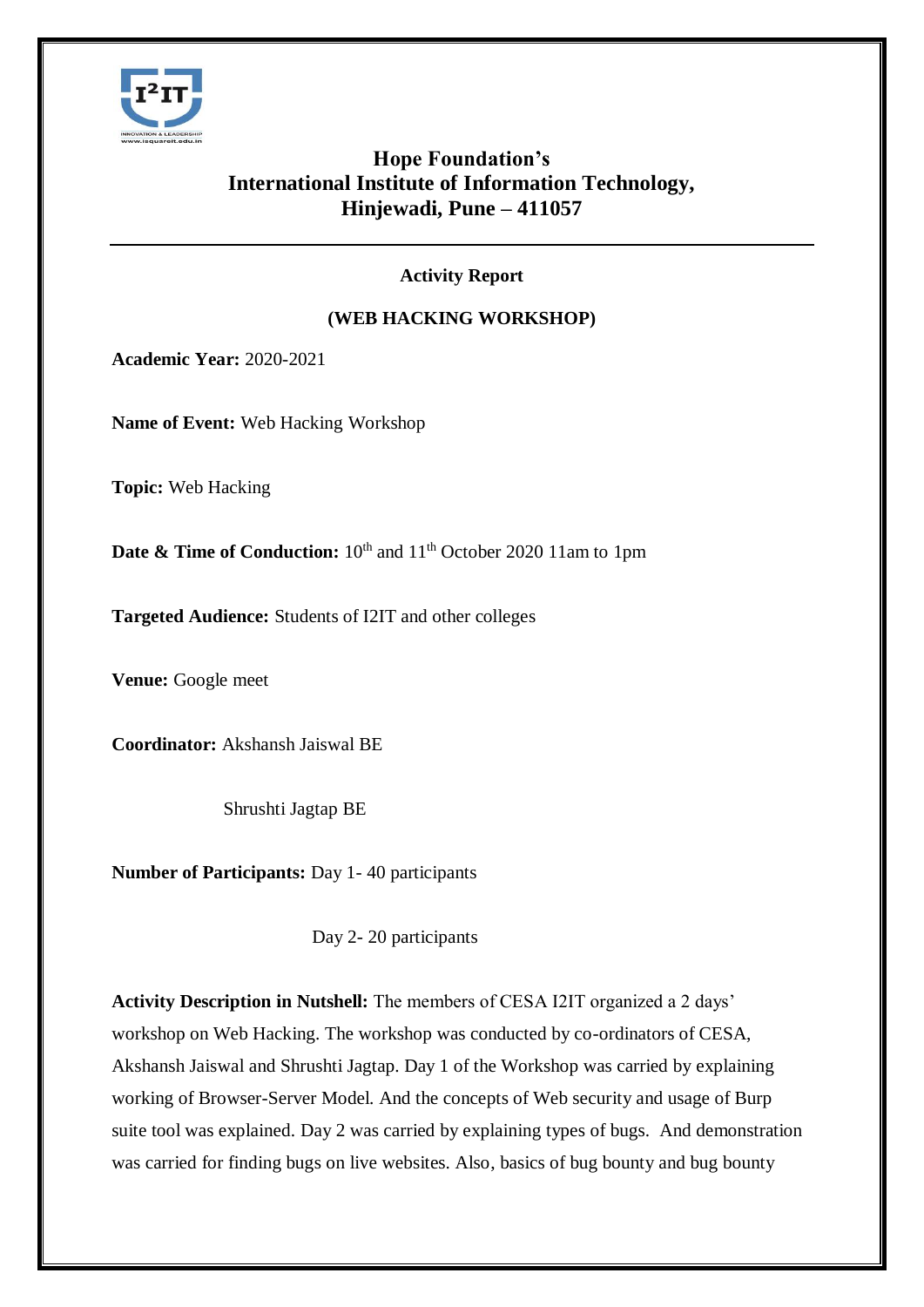**Hope Foundation's**
**International Institute of Information Technology,**
**Hinjewadi, Pune – 411057**

---

**Activity Report**

**(WEB HACKING WORKSHOP)**

**Academic Year:** 2020-2021

**Name of Event:** Web Hacking Workshop

**Topic:** Web Hacking

**Date & Time of Conduction:** 10th and 11th October 2020 11am to 1pm

**Targeted Audience:** Students of I2IT and other colleges

**Venue:** Google meet

**Coordinator:** Akshansh Jaiswal BE

Shrushti Jagtap BE

**Number of Participants:** Day 1- 40 participants

Day 2- 20 participants

**Activity Description in Nutshell:** The members of CESA I2IT organized a 2 days' workshop on Web Hacking. The workshop was conducted by co-ordinators of CESA, Akshansh Jaiswal and Shrushti Jagtap. Day 1 of the Workshop was carried by explaining working of Browser-Server Model. And the concepts of Web security and usage of Burp suite tool was explained. Day 2 was carried by explaining types of bugs. And demonstration was carried for finding bugs on live websites. Also, basics of bug bounty and bug bounty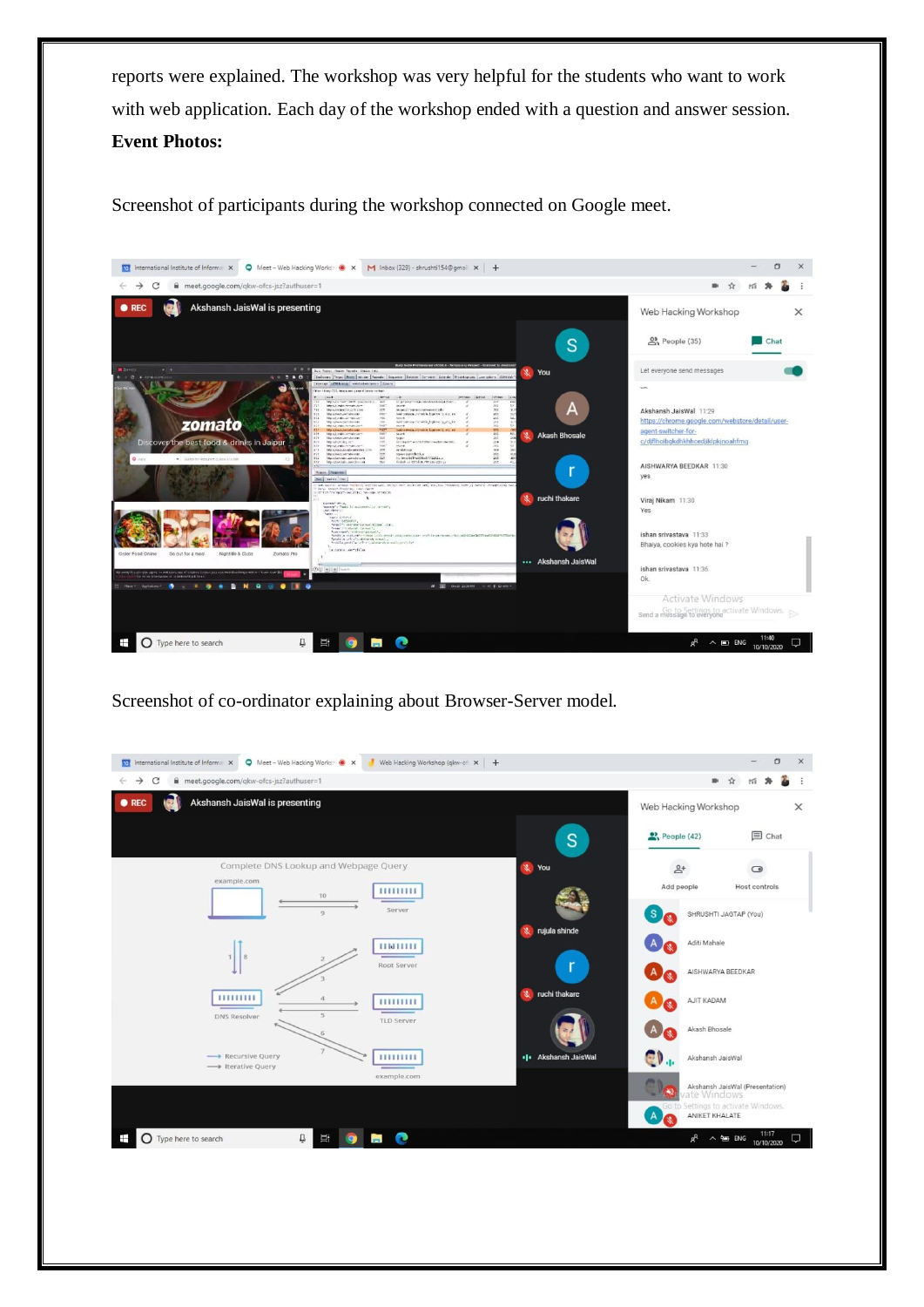reports were explained. The workshop was very helpful for the students who want to work with web application. Each day of the workshop ended with a question and answer session.

**Event Photos:**

Screenshot of participants during the workshop connected on Google meet.

Screenshot of co-ordinator explaining about Browser-Server model.